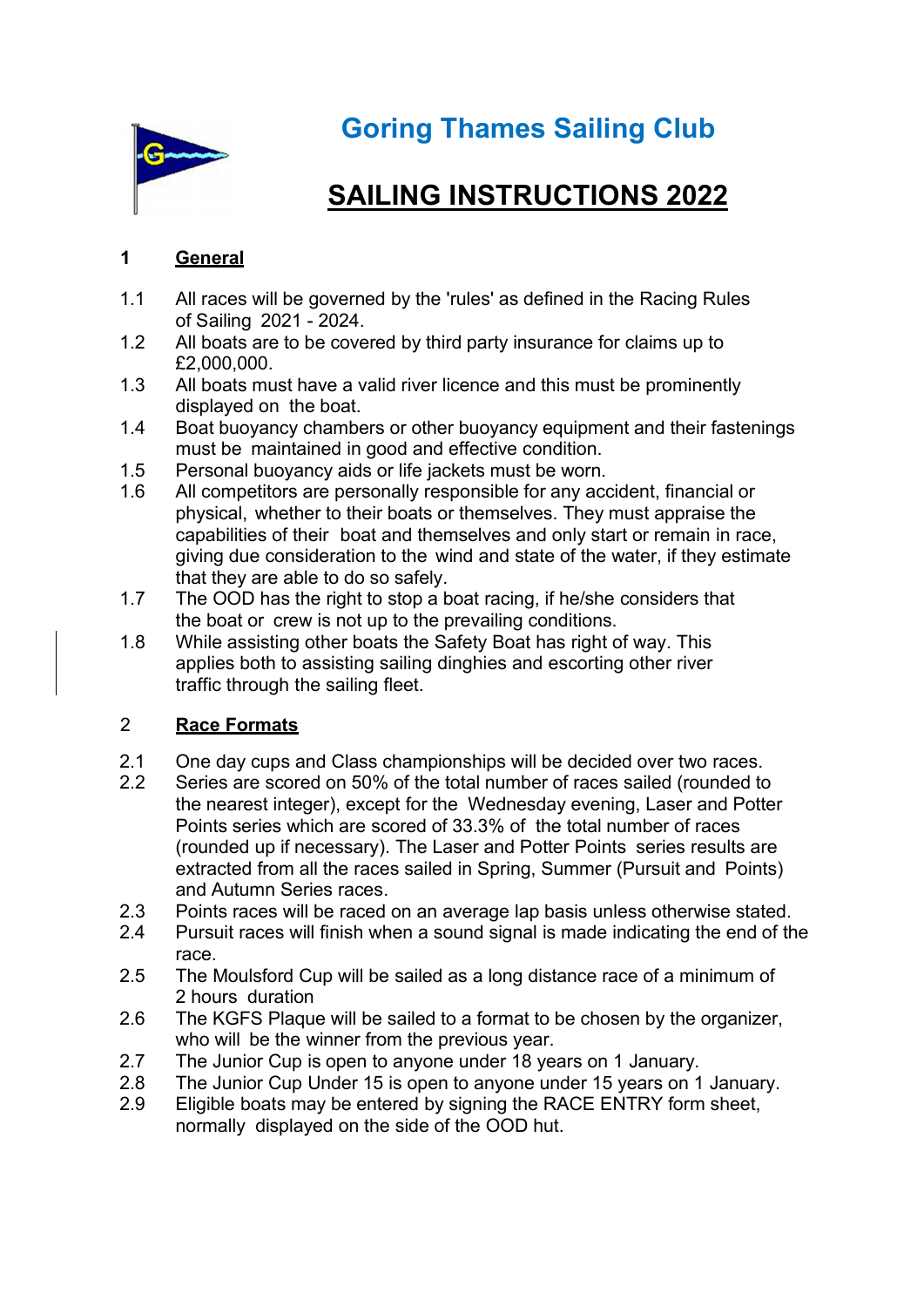# Goring Thames Sailing Club

# SAILING INSTRUCTIONS 2022

## 1 General

1.1 All races will be governed by the 'rules' as defined in the Racing Rules of Sailing 2021 - 2024.

1.2 All boats are to be covered by third party insurance for claims up to £2,000,000.

1.3 All boats must have a valid river licence and this must be prominently displayed on the boat.

1.4 Boat buoyancy chambers or other buoyancy equipment and their fastenings must be maintained in good and effective condition.

1.5 Personal buoyancy aids or life jackets must be worn.

1.6 All competitors are personally responsible for any accident, financial or physical, whether to their boats or themselves. They must appraise the capabilities of their boat and themselves and only start or remain in race, giving due consideration to the wind and state of the water, if they estimate that they are able to do so safely.

1.7 The OOD has the right to stop a boat racing, if he/she considers that the boat or crew is not up to the prevailing conditions.

1.8 While assisting other boats the Safety Boat has right of way. This applies both to assisting sailing dinghies and escorting other river traffic through the sailing fleet.

## 2 Race Formats

2.1 One day cups and Class championships will be decided over two races.

2.2 Series are scored on 50% of the total number of races sailed (rounded to the nearest integer), except for the Wednesday evening, Laser and Potter Points series which are scored of 33.3% of the total number of races (rounded up if necessary). The Laser and Potter Points series results are extracted from all the races sailed in Spring, Summer (Pursuit and Points) and Autumn Series races.

2.3 Points races will be raced on an average lap basis unless otherwise stated.

2.4 Pursuit races will finish when a sound signal is made indicating the end of the race.

2.5 The Moulsford Cup will be sailed as a long distance race of a minimum of 2 hours duration

2.6 The KGFS Plaque will be sailed to a format to be chosen by the organizer, who will be the winner from the previous year.

2.7 The Junior Cup is open to anyone under 18 years on 1 January.

2.8 The Junior Cup Under 15 is open to anyone under 15 years on 1 January.

2.9 Eligible boats may be entered by signing the RACE ENTRY form sheet, normally displayed on the side of the OOD hut.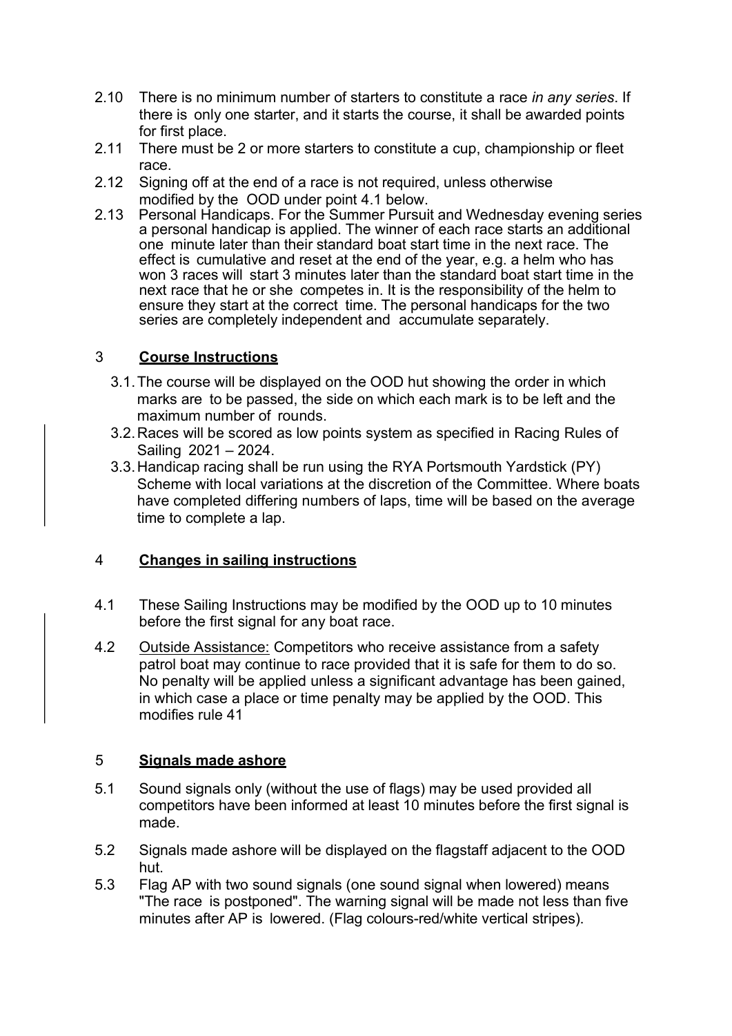2.10 There is no minimum number of starters to constitute a race *in any series*. If there is only one starter, and it starts the course, it shall be awarded points for first place.

2.11 There must be 2 or more starters to constitute a cup, championship or fleet race.

2.12 Signing off at the end of a race is not required, unless otherwise modified by the OOD under point 4.1 below.

2.13 Personal Handicaps. For the Summer Pursuit and Wednesday evening series a personal handicap is applied. The winner of each race starts an additional one minute later than their standard boat start time in the next race. The effect is cumulative and reset at the end of the year, e.g. a helm who has won 3 races will start 3 minutes later than the standard boat start time in the next race that he or she competes in. It is the responsibility of the helm to ensure they start at the correct time. The personal handicaps for the two series are completely independent and accumulate separately.

## 3 **Course Instructions**

3.1. The course will be displayed on the OOD hut showing the order in which marks are to be passed, the side on which each mark is to be left and the maximum number of rounds.

3.2. Races will be scored as low points system as specified in Racing Rules of Sailing 2021 – 2024.

3.3. Handicap racing shall be run using the RYA Portsmouth Yardstick (PY) Scheme with local variations at the discretion of the Committee. Where boats have completed differing numbers of laps, time will be based on the average time to complete a lap.

## 4 **Changes in sailing instructions**

4.1 These Sailing Instructions may be modified by the OOD up to 10 minutes before the first signal for any boat race.

4.2 Outside Assistance: Competitors who receive assistance from a safety patrol boat may continue to race provided that it is safe for them to do so. No penalty will be applied unless a significant advantage has been gained, in which case a place or time penalty may be applied by the OOD. This modifies rule 41

## 5 **Signals made ashore**

5.1 Sound signals only (without the use of flags) may be used provided all competitors have been informed at least 10 minutes before the first signal is made.

5.2 Signals made ashore will be displayed on the flagstaff adjacent to the OOD hut.

5.3 Flag AP with two sound signals (one sound signal when lowered) means "The race is postponed". The warning signal will be made not less than five minutes after AP is lowered. (Flag colours-red/white vertical stripes).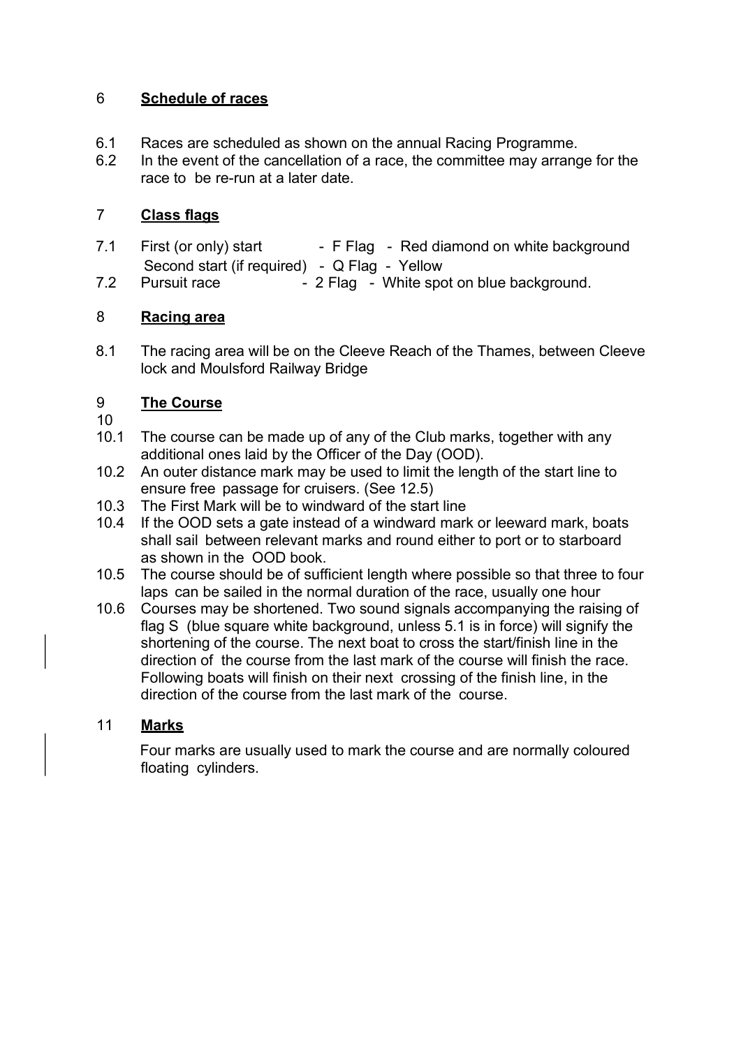## 6 Schedule of races

6.1 Races are scheduled as shown on the annual Racing Programme.
6.2 In the event of the cancellation of a race, the committee may arrange for the race to be re-run at a later date.

## 7 Class flags

7.1 First (or only) start - F Flag - Red diamond on white background
Second start (if required) - Q Flag - Yellow
7.2 Pursuit race - 2 Flag - White spot on blue background.

## 8 Racing area

8.1 The racing area will be on the Cleeve Reach of the Thames, between Cleeve lock and Moulsford Railway Bridge

## 9 The Course

10

10.1 The course can be made up of any of the Club marks, together with any additional ones laid by the Officer of the Day (OOD).
10.2 An outer distance mark may be used to limit the length of the start line to ensure free passage for cruisers. (See 12.5)
10.3 The First Mark will be to windward of the start line
10.4 If the OOD sets a gate instead of a windward mark or leeward mark, boats shall sail between relevant marks and round either to port or to starboard as shown in the OOD book.
10.5 The course should be of sufficient length where possible so that three to four laps can be sailed in the normal duration of the race, usually one hour
10.6 Courses may be shortened. Two sound signals accompanying the raising of flag S (blue square white background, unless 5.1 is in force) will signify the shortening of the course. The next boat to cross the start/finish line in the direction of the course from the last mark of the course will finish the race. Following boats will finish on their next crossing of the finish line, in the direction of the course from the last mark of the course.

## 11 Marks

Four marks are usually used to mark the course and are normally coloured floating cylinders.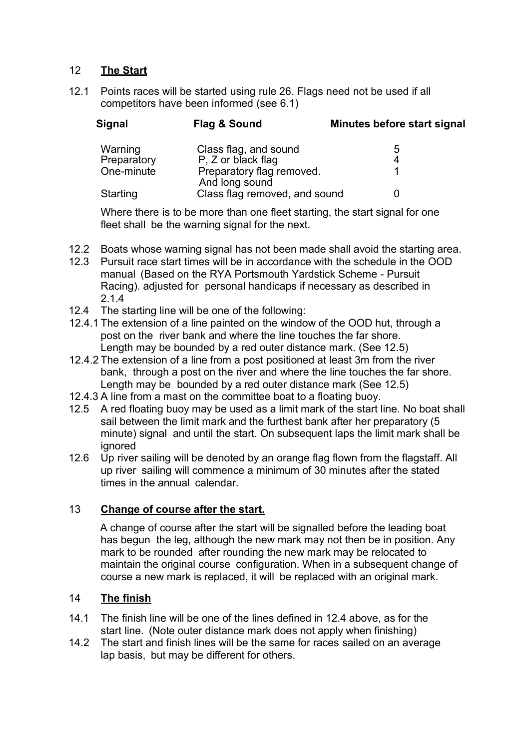## 12 **The Start**

12.1 Points races will be started using rule 26. Flags need not be used if all competitors have been informed (see 6.1)

| Signal | Flag & Sound | Minutes before start signal |
|---|---|---|
| Warning | Class flag, and sound | 5 |
| Preparatory | P, Z or black flag | 4 |
| One-minute | Preparatory flag removed. And long sound | 1 |
| Starting | Class flag removed, and sound | 0 |

Where there is to be more than one fleet starting, the start signal for one fleet shall be the warning signal for the next.

12.2 Boats whose warning signal has not been made shall avoid the starting area.

12.3 Pursuit race start times will be in accordance with the schedule in the OOD manual (Based on the RYA Portsmouth Yardstick Scheme - Pursuit Racing). adjusted for personal handicaps if necessary as described in 2.1.4

12.4 The starting line will be one of the following:

12.4.1 The extension of a line painted on the window of the OOD hut, through a post on the river bank and where the line touches the far shore. Length may be bounded by a red outer distance mark. (See 12.5)

12.4.2 The extension of a line from a post positioned at least 3m from the river bank, through a post on the river and where the line touches the far shore. Length may be bounded by a red outer distance mark (See 12.5)

12.4.3 A line from a mast on the committee boat to a floating buoy.

12.5 A red floating buoy may be used as a limit mark of the start line. No boat shall sail between the limit mark and the furthest bank after her preparatory (5 minute) signal and until the start. On subsequent laps the limit mark shall be ignored

12.6 Up river sailing will be denoted by an orange flag flown from the flagstaff. All up river sailing will commence a minimum of 30 minutes after the stated times in the annual calendar.

## 13 **Change of course after the start.**

A change of course after the start will be signalled before the leading boat has begun the leg, although the new mark may not then be in position. Any mark to be rounded after rounding the new mark may be relocated to maintain the original course configuration. When in a subsequent change of course a new mark is replaced, it will be replaced with an original mark.

## 14 **The finish**

14.1 The finish line will be one of the lines defined in 12.4 above, as for the start line. (Note outer distance mark does not apply when finishing)

14.2 The start and finish lines will be the same for races sailed on an average lap basis, but may be different for others.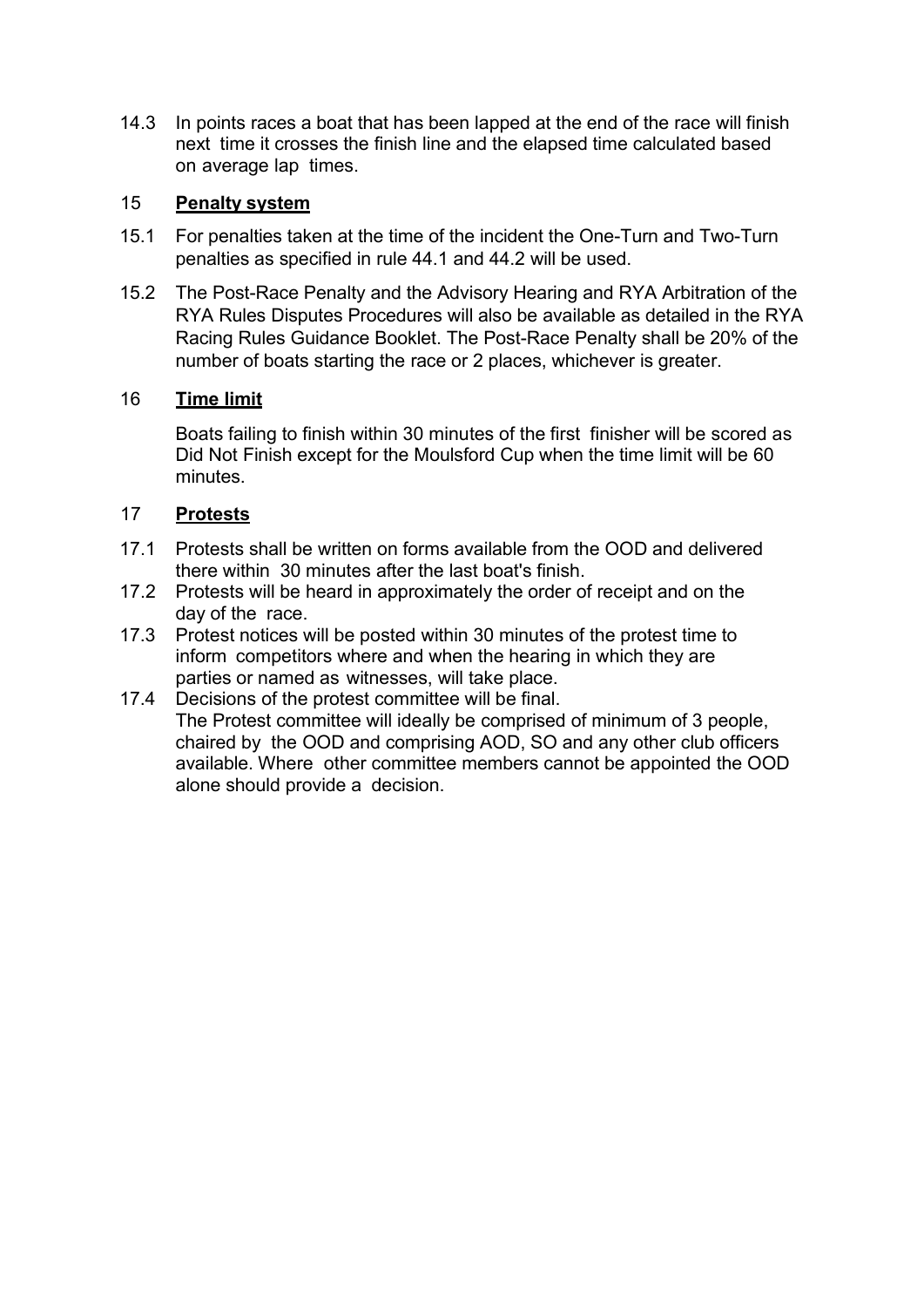14.3 In points races a boat that has been lapped at the end of the race will finish next time it crosses the finish line and the elapsed time calculated based on average lap times.

## 15 **Penalty system**

15.1 For penalties taken at the time of the incident the One-Turn and Two-Turn penalties as specified in rule 44.1 and 44.2 will be used.

15.2 The Post-Race Penalty and the Advisory Hearing and RYA Arbitration of the RYA Rules Disputes Procedures will also be available as detailed in the RYA Racing Rules Guidance Booklet. The Post-Race Penalty shall be 20% of the number of boats starting the race or 2 places, whichever is greater.

## 16 **Time limit**

Boats failing to finish within 30 minutes of the first finisher will be scored as Did Not Finish except for the Moulsford Cup when the time limit will be 60 minutes.

## 17 **Protests**

17.1 Protests shall be written on forms available from the OOD and delivered there within 30 minutes after the last boat's finish.

17.2 Protests will be heard in approximately the order of receipt and on the day of the race.

17.3 Protest notices will be posted within 30 minutes of the protest time to inform competitors where and when the hearing in which they are parties or named as witnesses, will take place.

17.4 Decisions of the protest committee will be final.
The Protest committee will ideally be comprised of minimum of 3 people, chaired by the OOD and comprising AOD, SO and any other club officers available. Where other committee members cannot be appointed the OOD alone should provide a decision.